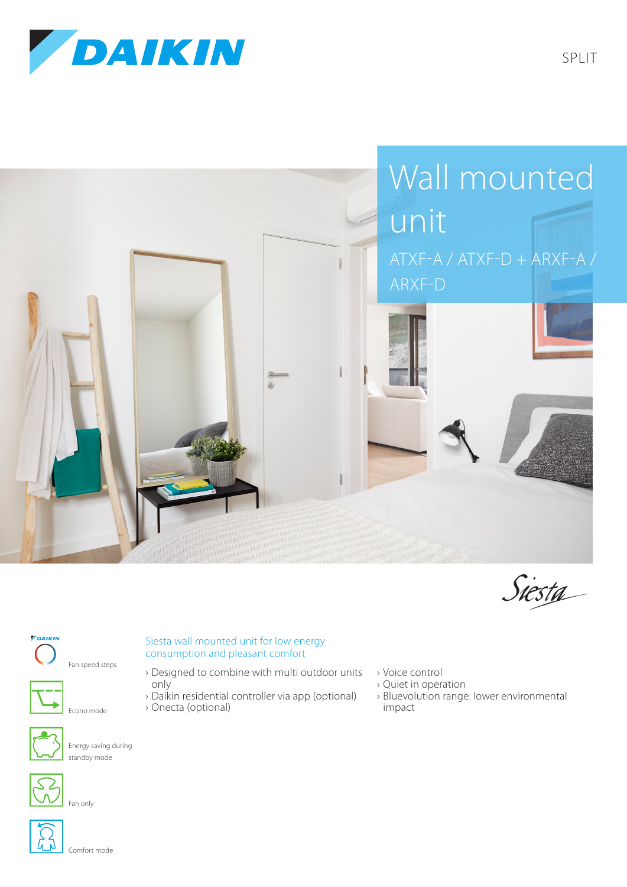SPLIT

# Wall mounted unit

## ATXF-A / ATXF-D + ARXF-A / ARXF-D

Siesta

Fan speed steps

Econo mode

Energy saving during standby mode

Fan only

Comfort mode

### Siesta wall mounted unit for low energy consumption and pleasant comfort

- Designed to combine with multi outdoor units only
- Daikin residential controller via app (optional)
- Onecta (optional)
- Voice control
- Quiet in operation
- Bluevolution range: lower environmental impact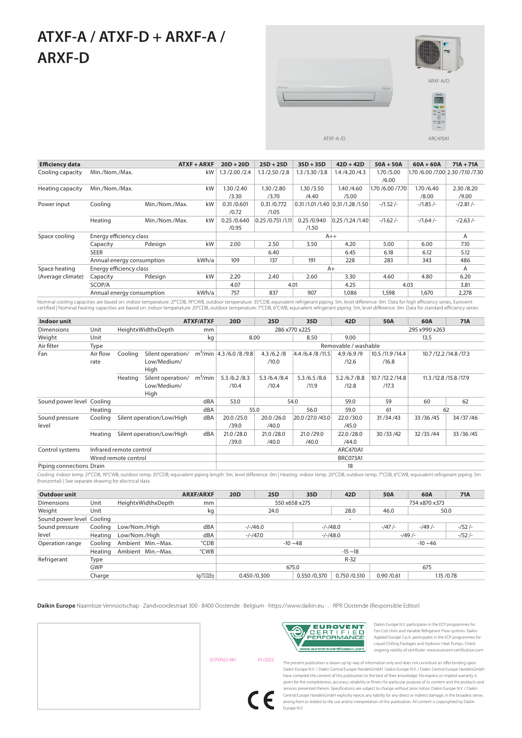# ATXF-A / ATXF-D + ARXF-A / ARXF-D

ARXF-A/D

ATXF-A /D

ARC470A1

| Efficiency data | | | ATXF + ARXF | 20D + 20D | 25D + 25D | 35D + 35D | 42D + 42D | 50A + 50A | 60A + 60A | 71A + 71A |
|---|---|---|---|---|---|---|---|---|---|---|
| Cooling capacity | Min./Nom./Max. | | kW | 1.3 /2.00 /2.4 | 1.3 /2.50 /2.8 | 1.3 /3.30 /3.8 | 1.4 /4.20 /4.3 | 1.70 /5.00 /6.00 | 1.70 /6.00 /7.00 | 2.30 /7.10 /7.30 |
| Heating capacity | Min./Nom./Max. | | kW | 1.30 /2.40 /3.30 | 1.30 /2.80 /3.70 | 1.30 /3.50 /4.40 | 1.40 /4.60 /5.00 | 1.70 /6.00 /7.70 | 1.70 /6.40 /8.00 | 2.30 /8.20 /9.00 |
| Power input | Cooling | Min./Nom./Max. | kW | 0.31 /0.601 /0.72 | 0.31 /0.772 /1.05 | 0.31 /1.01 /1.40 | 0.31 /1.28 /1.50 | -/1.52 /- | -/1.85 /- | -/2.81 /- |
| | Heating | Min./Nom./Max. | kW | 0.25 /0.640 /0.95 | 0.25 /0.751 /1.11 | 0.25 /0.940 /1.50 | 0.25 /1.24 /1.40 | -/1.62 /- | -/1.64 /- | -/2.63 /- |
| Space cooling | Energy efficiency class | | | A++ | | | | | | A |
| | Capacity | Pdesign | kW | 2.00 | 2.50 | 3.50 | 4.20 | 5.00 | 6.00 | 7.10 |
| | SEER | | | 6.40 | | | 6.45 | 6.18 | 6.12 | 5.12 |
| | Annual energy consumption | | kWh/a | 109 | 137 | 191 | 228 | 283 | 343 | 486 |
| Space heating (Average climate) | Energy efficiency class | | | A+ | | | | | | A |
| | Capacity | Pdesign | kW | 2.20 | 2.40 | 2.60 | 3.30 | 4.60 | 4.80 | 6.20 |
| | SCOP/A | | | 4.07 | 4.01 | | 4.25 | 4.03 | | 3.81 |
| | Annual energy consumption | | kWh/a | 757 | 837 | 907 | 1,086 | 1,598 | 1,670 | 2,278 |

Nominal cooling capacities are based on: indoor temperature: 27°CDB, 19°CWB, outdoor temperature: 35°CDB, equivalent refrigerant piping: 5m, level difference: 0m. Data for high efficiency series, Eurovent certified | Nominal heating capacities are based on: indoor temperature: 20°CDB, outdoor temperature: 7°CDB, 6°CWB, equivalent refrigerant piping: 5m, level difference: 0m. Data for standard efficiency series

| Indoor unit | | | | ATXF/ATXF | 20D | 25D | 35D | 42D | 50A | 60A | 71A |
|---|---|---|---|---|---|---|---|---|---|---|---|
| Dimensions | Unit | HeightxWidthxDepth | | mm | 286 x770 x225 | | | | 295 x990 x263 | | |
| Weight | Unit | | | kg | 8.00 | | 8.50 | 9.00 | 13.5 | | |
| Air filter | Type | | | | Removable / washable | | | | | | |
| Fan | Air flow rate | Cooling | Silent operation/ Low/Medium/ High | m³/min | 4.3 /6.0 /8 /9.8 | 4.3 /6.2 /8 /10.0 | 4.4 /6.4 /8 /11.5 | 4.9 /6.9 /9 /12.6 | 10.5 /11.9 /14.4 /16.8 | 10.7 /12.2 /14.8 /17.3 | |
| | | Heating | Silent operation/ Low/Medium/ High | m³/min | 5.3 /6.2 /8.3 /10.4 | 5.3 /6.4 /8.4 /10.4 | 5.3 /6.5 /8.6 /11.9 | 5.2 /6.7 /8.8 /12.8 | 10.7 /12.2 /14.8 /17.3 | 11.3 /12.8 /15.8 /17.9 | |
| Sound power level | Cooling | | | dBA | 53.0 | 54.0 | | 59.0 | 59 | 60 | 62 |
| | Heating | | | dBA | 55.0 | | 56.0 | 59.0 | 61 | 62 | |
| Sound pressure level | Cooling | Silent operation/Low/High | | dBA | 20.0 /25.0 /39.0 | 20.0 /26.0 /40.0 | 20.0 /27.0 /43.0 | 22.0 /30.0 /45.0 | 31 /34 /43 | 33 /36 /45 | 34 /37 /46 |
| | Heating | Silent operation/Low/High | | dBA | 21.0 /28.0 /39.0 | 21.0 /28.0 /40.0 | 21.0 /29.0 /40.0 | 22.0 /28.0 /44.0 | 30 /33 /42 | 32 /35 /44 | 33 /36 /45 |
| Control systems | Infrared remote control | | | | ARC470A1 | | | | | | |
| | Wired remote control | | | | BRC073A1 | | | | | | |
| Piping connections | Drain | | | | 18 | | | | | | |

Cooling: indoor temp. 27°CDB, 19°CWB; outdoor temp. 35°CDB; equivalent piping length: 5m; level difference: 0m | Heating: indoor temp. 20°CDB; outdoor temp. 7°CDB, 6°CWB; equivalent refrigerant piping: 5m (horizontal) | See separate drawing for electrical data

| Outdoor unit | | | | ARXF/ARXF | 20D | 25D | 35D | 42D | 50A | 60A | 71A |
|---|---|---|---|---|---|---|---|---|---|---|---|
| Dimensions | Unit | HeightxWidthxDepth | | mm | 550 x658 x275 | | | | 734 x870 x373 | | |
| Weight | Unit | | | kg | 24.0 | | | 28.0 | 46.0 | 50.0 | |
| Sound power level | Cooling | | | | - | | | | | | |
| Sound pressure level | Cooling | Low/Nom./High | | dBA | -/-/46.0 | | -/-/48.0 | | -/47 /- | -/49 /- | -/52 /- |
| | Heating | Low/Nom./High | | dBA | -/-/47.0 | | -/-/48.0 | | -/49 /- | | -/52 /- |
| Operation range | Cooling | Ambient | Min.~Max. | °CDB | -10 ~48 | | | | -10 ~46 | | |
| | Heating | Ambient | Min.~Max. | °CWB | -15 ~18 | | | | | | |
| Refrigerant | Type | | | | R-32 | | | | | | |
| | GWP | | | | 675.0 | | | | 675 | | |
| | Charge | | | kg/TCO2Eq | 0.450 /0.300 | | 0.550 /0.370 | 0.750 /0.510 | 0.90 /0.61 | 1.15 /0.78 | |

**Daikin Europe** Naamloze Vennootschap · Zandvoordestraat 300 · 8400 Oostende · Belgium · https://www.daikin.eu · . · RPR Oostende (Responsible Editor)

EUROVENT CERTIFIED PERFORMANCE www.eurovent-certification.com

Daikin Europe N.V. participates in the ECP programmes for Fan Coil Units and Variable Refrigerant Flow systems. Daikin Applied Europe S.p.A. participates in the ECP programmes for Liquid Chilling Packages and Hydronic Heat Pumps. Check ongoing validity of certificate: www.eurovent-certification.com

ECPEN22-061 01/2022

The present publication is drawn up by way of information only and does not constitute an offer binding upon Daikin Europe N.V. / Daikin Central Europe HandelsGmbH. Daikin Europe N.V. / Daikin Central Europe HandelsGmbH have compiled the content of this publication to the best of their knowledge. No express or implied warranty is given for the completeness, accuracy, reliability or fitness for particular purpose of its content and the products and services presented therein. Specifications are subject to change without prior notice. Daikin Europe N.V. / Daikin Central Europe HandelsGmbH explicitly rejects any liability for any direct or indirect damage, in the broadest sense, arising from or related to the use and/or interpretation of this publication. All content is copyrighted by Daikin Europe N.V.